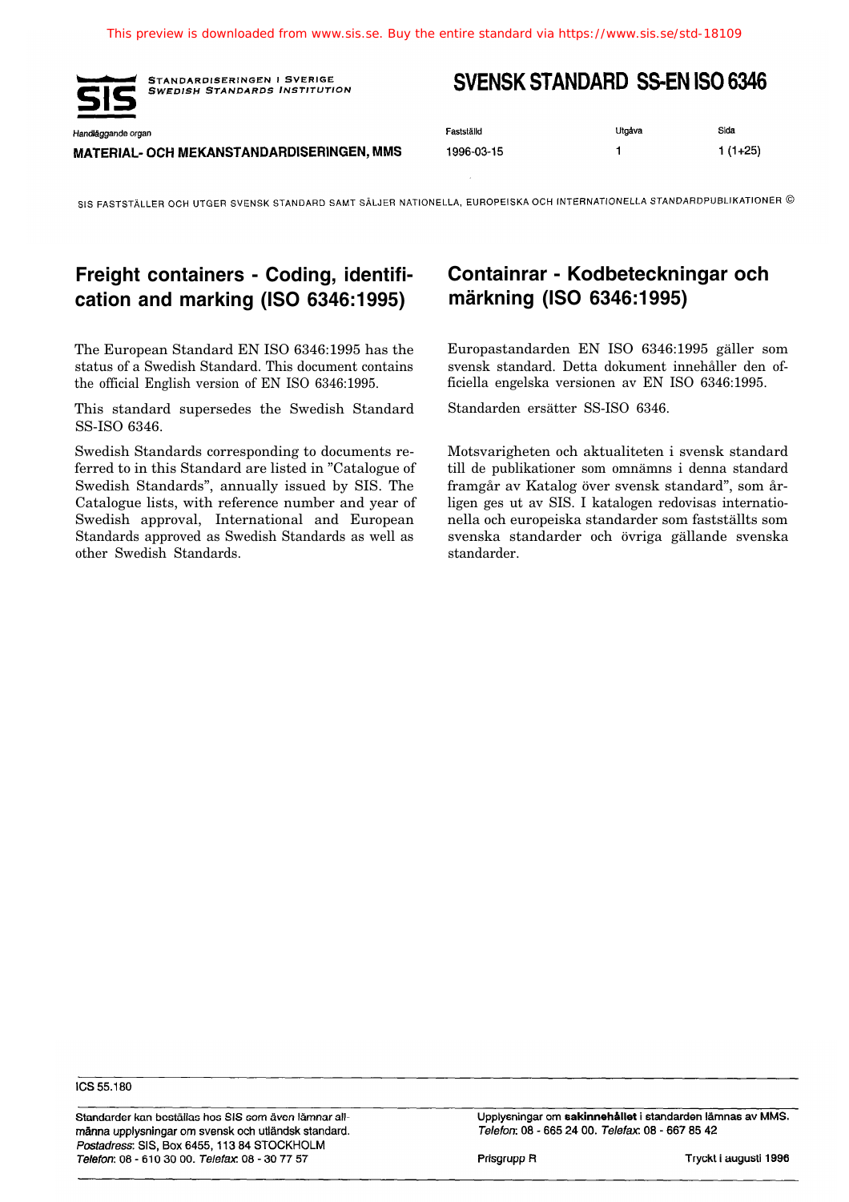This preview is downloaded from www.sis.se. Buy the entire standard via https://www.sis.se/std-18109

STANDARDISERINGEN I SVERIGE
SWEDISH STANDARDS INSTITUTION

# SVENSK STANDARD SS-EN ISO 6346

| Handläggande organ | Fastställd | Utgåva | Sida |
|---|---|---|---|
| MATERIAL- OCH MEKANSTANDARDISERINGEN, MMS | 1996-03-15 | 1 | 1 (1+25) |

SIS FASTSTÄLLER OCH UTGER SVENSK STANDARD SAMT SÄLJER NATIONELLA, EUROPEISKA OCH INTERNATIONELLA STANDARDPUBLIKATIONER ©

## Freight containers - Coding, identification and marking (ISO 6346:1995)

The European Standard EN ISO 6346:1995 has the status of a Swedish Standard. This document contains the official English version of EN ISO 6346:1995.

This standard supersedes the Swedish Standard SS-ISO 6346.

Swedish Standards corresponding to documents referred to in this Standard are listed in "Catalogue of Swedish Standards", annually issued by SIS. The Catalogue lists, with reference number and year of Swedish approval, International and European Standards approved as Swedish Standards as well as other Swedish Standards.

## Containrar - Kodbeteckningar och märkning (ISO 6346:1995)

Europastandarden EN ISO 6346:1995 gäller som svensk standard. Detta dokument innehåller den officiella engelska versionen av EN ISO 6346:1995.

Standarden ersätter SS-ISO 6346.

Motsvarigheten och aktualiteten i svensk standard till de publikationer som omnämns i denna standard framgår av Katalog över svensk standard", som årligen ges ut av SIS. I katalogen redovisas internationella och europeiska standarder som fastställts som svenska standarder och övriga gällande svenska standarder.

ICS 55.180

Standarder kan beställas hos SIS som även lämnar allmänna upplysningar om svensk och utländsk standard.
*Postadress*: SIS, Box 6455, 113 84 STOCKHOLM
*Telefon*: 08 - 610 30 00. *Telefax*: 08 - 30 77 57

Upplysningar om **sakinnehållet** i standarden lämnas av MMS.
*Telefon*: 08 - 665 24 00. *Telefax*: 08 - 667 85 42

Prisgrupp R

Tryckt i augusti 1996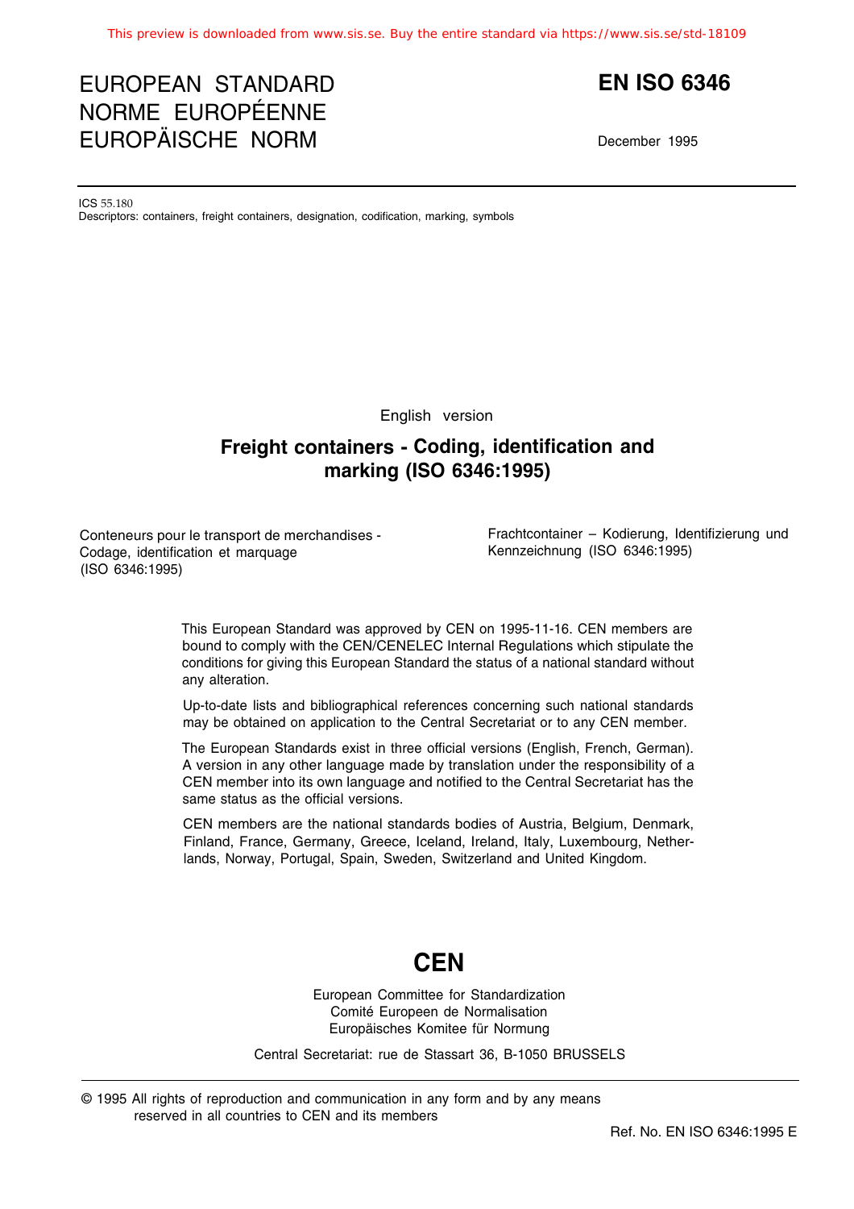# EUROPEAN STANDARD
# NORME EUROPÉENNE
# EUROPÄISCHE NORM

# EN ISO 6346

December 1995

ICS 55.180
Descriptors: containers, freight containers, designation, codification, marking, symbols

English version

## Freight containers - Coding, identification and marking (ISO 6346:1995)

Conteneurs pour le transport de merchandises - Codage, identification et marquage (ISO 6346:1995)

Frachtcontainer – Kodierung, Identifizierung und Kennzeichnung (ISO 6346:1995)

This European Standard was approved by CEN on 1995-11-16. CEN members are bound to comply with the CEN/CENELEC Internal Regulations which stipulate the conditions for giving this European Standard the status of a national standard without any alteration.

Up-to-date lists and bibliographical references concerning such national standards may be obtained on application to the Central Secretariat or to any CEN member.

The European Standards exist in three official versions (English, French, German). A version in any other language made by translation under the responsibility of a CEN member into its own language and notified to the Central Secretariat has the same status as the official versions.

CEN members are the national standards bodies of Austria, Belgium, Denmark, Finland, France, Germany, Greece, Iceland, Ireland, Italy, Luxembourg, Netherlands, Norway, Portugal, Spain, Sweden, Switzerland and United Kingdom.

# CEN

European Committee for Standardization
Comité Europeen de Normalisation
Europäisches Komitee für Normung

Central Secretariat: rue de Stassart 36, B-1050 BRUSSELS

© 1995 All rights of reproduction and communication in any form and by any means reserved in all countries to CEN and its members

Ref. No. EN ISO 6346:1995 E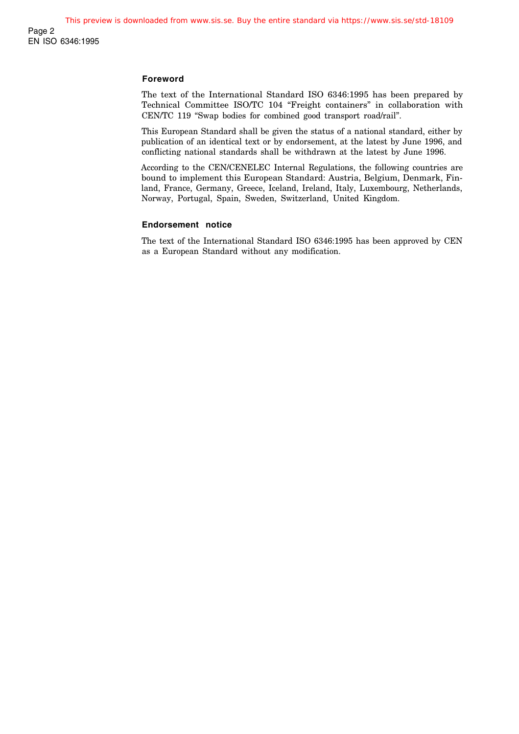## Foreword

The text of the International Standard ISO 6346:1995 has been prepared by Technical Committee ISO/TC 104 "Freight containers" in collaboration with CEN/TC 119 "Swap bodies for combined good transport road/rail".

This European Standard shall be given the status of a national standard, either by publication of an identical text or by endorsement, at the latest by June 1996, and conflicting national standards shall be withdrawn at the latest by June 1996.

According to the CEN/CENELEC Internal Regulations, the following countries are bound to implement this European Standard: Austria, Belgium, Denmark, Finland, France, Germany, Greece, Iceland, Ireland, Italy, Luxembourg, Netherlands, Norway, Portugal, Spain, Sweden, Switzerland, United Kingdom.

## Endorsement notice

The text of the International Standard ISO 6346:1995 has been approved by CEN as a European Standard without any modification.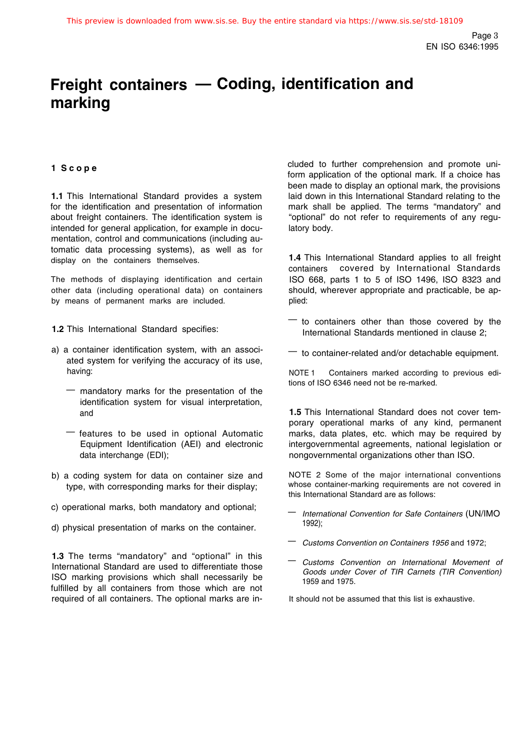# Freight containers — Coding, identification and marking

## 1 Scope

**1.1** This International Standard provides a system for the identification and presentation of information about freight containers. The identification system is intended for general application, for example in documentation, control and communications (including automatic data processing systems), as well as for display on the containers themselves.

The methods of displaying identification and certain other data (including operational data) on containers by means of permanent marks are included.

**1.2** This International Standard specifies:

a) a container identification system, with an associated system for verifying the accuracy of its use, having:

— mandatory marks for the presentation of the identification system for visual interpretation, and

— features to be used in optional Automatic Equipment Identification (AEI) and electronic data interchange (EDI);

b) a coding system for data on container size and type, with corresponding marks for their display;

c) operational marks, both mandatory and optional;

d) physical presentation of marks on the container.

**1.3** The terms "mandatory" and "optional" in this International Standard are used to differentiate those ISO marking provisions which shall necessarily be fulfilled by all containers from those which are not required of all containers. The optional marks are included to further comprehension and promote uniform application of the optional mark. If a choice has been made to display an optional mark, the provisions laid down in this International Standard relating to the mark shall be applied. The terms "mandatory" and "optional" do not refer to requirements of any regulatory body.

**1.4** This International Standard applies to all freight containers covered by International Standards ISO 668, parts 1 to 5 of ISO 1496, ISO 8323 and should, wherever appropriate and practicable, be applied:

— to containers other than those covered by the International Standards mentioned in clause 2;

— to container-related and/or detachable equipment.

NOTE 1 Containers marked according to previous editions of ISO 6346 need not be re-marked.

**1.5** This International Standard does not cover temporary operational marks of any kind, permanent marks, data plates, etc. which may be required by intergovernmental agreements, national legislation or nongovernmental organizations other than ISO.

NOTE 2 Some of the major international conventions whose container-marking requirements are not covered in this International Standard are as follows:

— *International Convention for Safe Containers* (UN/IMO 1992);

— *Customs Convention on Containers 1956* and 1972;

— *Customs Convention on International Movement of Goods under Cover of TIR Carnets (TIR Convention)* 1959 and 1975.

It should not be assumed that this list is exhaustive.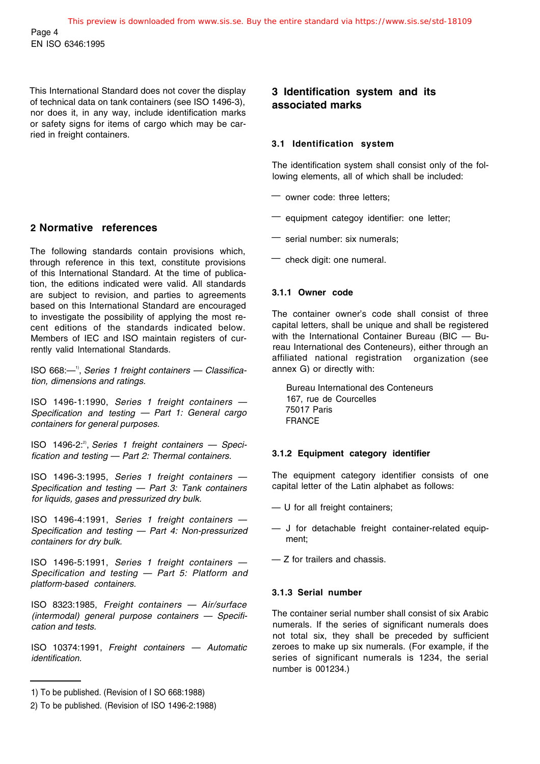This International Standard does not cover the display of technical data on tank containers (see ISO 1496-3), nor does it, in any way, include identification marks or safety signs for items of cargo which may be carried in freight containers.

## 2 Normative references

The following standards contain provisions which, through reference in this text, constitute provisions of this International Standard. At the time of publication, the editions indicated were valid. All standards are subject to revision, and parties to agreements based on this International Standard are encouraged to investigate the possibility of applying the most recent editions of the standards indicated below. Members of IEC and ISO maintain registers of currently valid International Standards.

ISO 668:—[1], *Series 1 freight containers — Classification, dimensions and ratings.*

ISO 1496-1:1990, *Series 1 freight containers — Specification and testing — Part 1: General cargo containers for general purposes.*

ISO 1496-2:[2], *Series 1 freight containers — Specification and testing — Part 2: Thermal containers.*

ISO 1496-3:1995, *Series 1 freight containers — Specification and testing — Part 3: Tank containers for liquids, gases and pressurized dry bulk.*

ISO 1496-4:1991, *Series 1 freight containers — Specification and testing — Part 4: Non-pressurized containers for dry bulk.*

ISO 1496-5:1991, *Series 1 freight containers — Specification and testing — Part 5: Platform and platform-based containers.*

ISO 8323:1985, *Freight containers — Air/surface (intermodal) general purpose containers — Specification and tests.*

ISO 10374:1991, *Freight containers — Automatic identification.*

1) To be published. (Revision of I SO 668:1988)

2) To be published. (Revision of ISO 1496-2:1988)

## 3 Identification system and its associated marks

### 3.1 Identification system

The identification system shall consist only of the following elements, all of which shall be included:

— owner code: three letters;

— equipment categoy identifier: one letter;

— serial number: six numerals;

— check digit: one numeral.

#### 3.1.1 Owner code

The container owner's code shall consist of three capital letters, shall be unique and shall be registered with the International Container Bureau (BIC — Bureau International des Conteneurs), either through an affiliated national registration organization (see annex G) or directly with:

Bureau International des Conteneurs
167, rue de Courcelles
75017 Paris
FRANCE

#### 3.1.2 Equipment category identifier

The equipment category identifier consists of one capital letter of the Latin alphabet as follows:

— U for all freight containers;

— J for detachable freight container-related equipment;

— Z for trailers and chassis.

#### 3.1.3 Serial number

The container serial number shall consist of six Arabic numerals. If the series of significant numerals does not total six, they shall be preceded by sufficient zeroes to make up six numerals. (For example, if the series of significant numerals is 1234, the serial number is 001234.)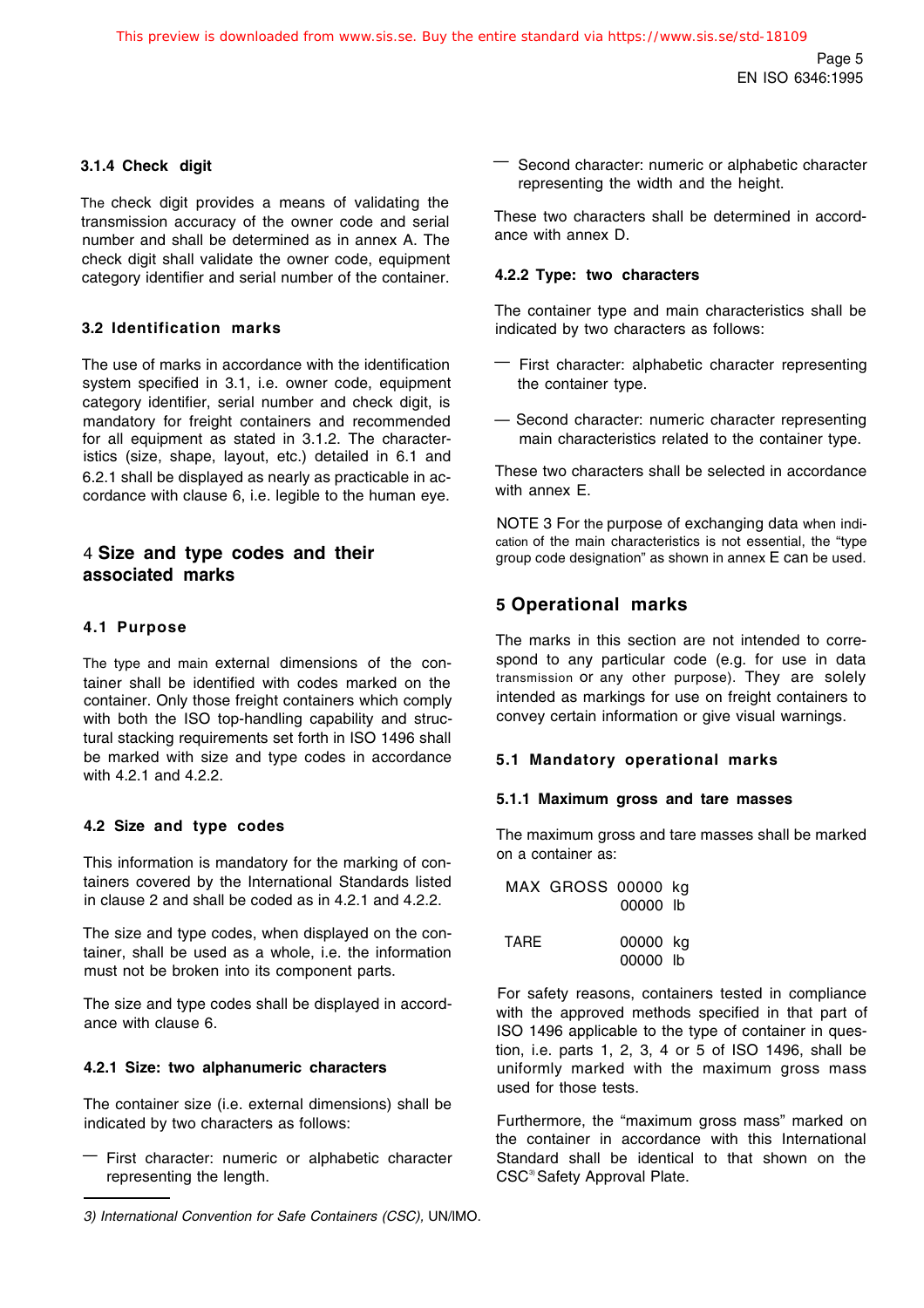#### 3.1.4 Check digit

The check digit provides a means of validating the transmission accuracy of the owner code and serial number and shall be determined as in annex A. The check digit shall validate the owner code, equipment category identifier and serial number of the container.

### 3.2 Identification marks

The use of marks in accordance with the identification system specified in 3.1, i.e. owner code, equipment category identifier, serial number and check digit, is mandatory for freight containers and recommended for all equipment as stated in 3.1.2. The characteristics (size, shape, layout, etc.) detailed in 6.1 and 6.2.1 shall be displayed as nearly as practicable in accordance with clause 6, i.e. legible to the human eye.

## 4 Size and type codes and their associated marks

### 4.1 Purpose

The type and main external dimensions of the container shall be identified with codes marked on the container. Only those freight containers which comply with both the ISO top-handling capability and structural stacking requirements set forth in ISO 1496 shall be marked with size and type codes in accordance with 4.2.1 and 4.2.2.

### 4.2 Size and type codes

This information is mandatory for the marking of containers covered by the International Standards listed in clause 2 and shall be coded as in 4.2.1 and 4.2.2.

The size and type codes, when displayed on the container, shall be used as a whole, i.e. the information must not be broken into its component parts.

The size and type codes shall be displayed in accordance with clause 6.

#### 4.2.1 Size: two alphanumeric characters

The container size (i.e. external dimensions) shall be indicated by two characters as follows:

— First character: numeric or alphabetic character representing the length.

— Second character: numeric or alphabetic character representing the width and the height.

These two characters shall be determined in accordance with annex D.

#### 4.2.2 Type: two characters

The container type and main characteristics shall be indicated by two characters as follows:

— First character: alphabetic character representing the container type.

— Second character: numeric character representing main characteristics related to the container type.

These two characters shall be selected in accordance with annex E.

NOTE 3 For the purpose of exchanging data when indication of the main characteristics is not essential, the “type group code designation” as shown in annex E can be used.

## 5 Operational marks

The marks in this section are not intended to correspond to any particular code (e.g. for use in data transmission or any other purpose). They are solely intended as markings for use on freight containers to convey certain information or give visual warnings.

### 5.1 Mandatory operational marks

#### 5.1.1 Maximum gross and tare masses

The maximum gross and tare masses shall be marked on a container as:

```
MAX GROSS 00000 kg
          00000 lb

TARE      00000 kg
          00000 lb
```

For safety reasons, containers tested in compliance with the approved methods specified in that part of ISO 1496 applicable to the type of container in question, i.e. parts 1, 2, 3, 4 or 5 of ISO 1496, shall be uniformly marked with the maximum gross mass used for those tests.

Furthermore, the “maximum gross mass” marked on the container in accordance with this International Standard shall be identical to that shown on the CSC[3] Safety Approval Plate.

3) *International Convention for Safe Containers (CSC)*, UN/IMO.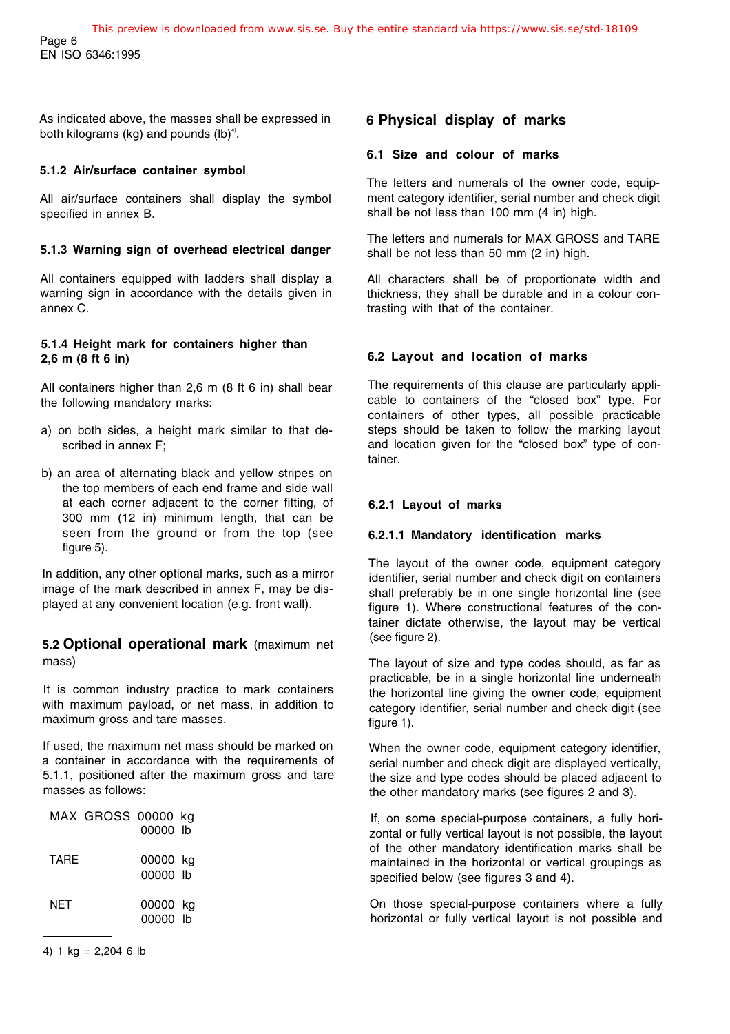As indicated above, the masses shall be expressed in both kilograms (kg) and pounds (lb)[4].

#### 5.1.2 Air/surface container symbol

All air/surface containers shall display the symbol specified in annex B.

#### 5.1.3 Warning sign of overhead electrical danger

All containers equipped with ladders shall display a warning sign in accordance with the details given in annex C.

#### 5.1.4 Height mark for containers higher than 2,6 m (8 ft 6 in)

All containers higher than 2,6 m (8 ft 6 in) shall bear the following mandatory marks:

a) on both sides, a height mark similar to that described in annex F;

b) an area of alternating black and yellow stripes on the top members of each end frame and side wall at each corner adjacent to the corner fitting, of 300 mm (12 in) minimum length, that can be seen from the ground or from the top (see figure 5).

In addition, any other optional marks, such as a mirror image of the mark described in annex F, may be displayed at any convenient location (e.g. front wall).

### 5.2 Optional operational mark (maximum net mass)

It is common industry practice to mark containers with maximum payload, or net mass, in addition to maximum gross and tare masses.

If used, the maximum net mass should be marked on a container in accordance with the requirements of 5.1.1, positioned after the maximum gross and tare masses as follows:

```
MAX GROSS  00000 kg
           00000 lb

TARE       00000 kg
           00000 lb

NET        00000 kg
           00000 lb
```

4) 1 kg = 2,204 6 lb

## 6 Physical display of marks

### 6.1 Size and colour of marks

The letters and numerals of the owner code, equipment category identifier, serial number and check digit shall be not less than 100 mm (4 in) high.

The letters and numerals for MAX GROSS and TARE shall be not less than 50 mm (2 in) high.

All characters shall be of proportionate width and thickness, they shall be durable and in a colour contrasting with that of the container.

### 6.2 Layout and location of marks

The requirements of this clause are particularly applicable to containers of the "closed box" type. For containers of other types, all possible practicable steps should be taken to follow the marking layout and location given for the "closed box" type of container.

#### 6.2.1 Layout of marks

##### 6.2.1.1 Mandatory identification marks

The layout of the owner code, equipment category identifier, serial number and check digit on containers shall preferably be in one single horizontal line (see figure 1). Where constructional features of the container dictate otherwise, the layout may be vertical (see figure 2).

The layout of size and type codes should, as far as practicable, be in a single horizontal line underneath the horizontal line giving the owner code, equipment category identifier, serial number and check digit (see figure 1).

When the owner code, equipment category identifier, serial number and check digit are displayed vertically, the size and type codes should be placed adjacent to the other mandatory marks (see figures 2 and 3).

If, on some special-purpose containers, a fully horizontal or fully vertical layout is not possible, the layout of the other mandatory identification marks shall be maintained in the horizontal or vertical groupings as specified below (see figures 3 and 4).

On those special-purpose containers where a fully horizontal or fully vertical layout is not possible and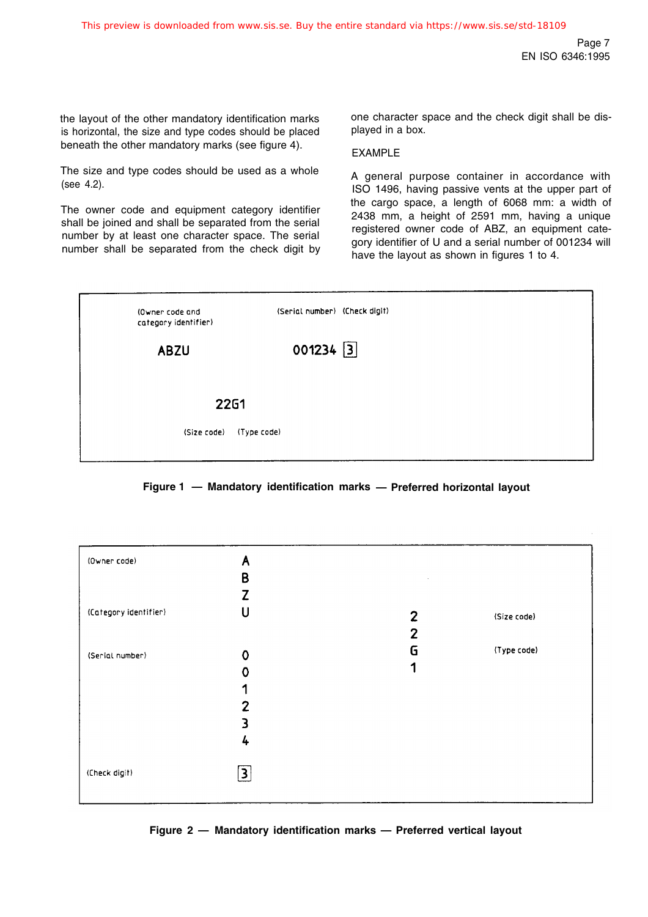the layout of the other mandatory identification marks is horizontal, the size and type codes should be placed beneath the other mandatory marks (see figure 4).

The size and type codes should be used as a whole (see 4.2).

The owner code and equipment category identifier shall be joined and shall be separated from the serial number by at least one character space. The serial number shall be separated from the check digit by one character space and the check digit shall be displayed in a box.

EXAMPLE

A general purpose container in accordance with ISO 1496, having passive vents at the upper part of the cargo space, a length of 6068 mm: a width of 2438 mm, a height of 2591 mm, having a unique registered owner code of ABZ, an equipment category identifier of U and a serial number of 001234 will have the layout as shown in figures 1 to 4.

```
(Owner code and              (Serial number)  (Check digit)
category identifier)

     ABZU                    001234 [3]


               22G1

          (Size code)   (Type code)
```

**Figure 1 — Mandatory identification marks — Preferred horizontal layout**

```
(Owner code)              A
                          B
                          Z
(Category identifier)     U                 2        (Size code)
                                            2
(Serial number)           0                 G        (Type code)
                          0                 1
                          1
                          2
                          3
                          4

(Check digit)            [3]
```

**Figure 2 — Mandatory identification marks — Preferred vertical layout**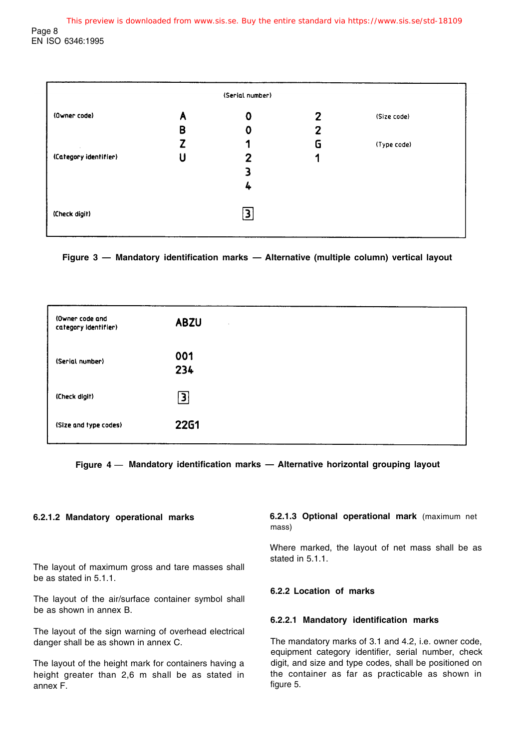| (Serial number) | | | | |
|---|---|---|---|---|
| (Owner code) | A | 0 | 2 | (Size code) |
| | B | 0 | 2 | |
| | Z | 1 | G | (Type code) |
| (Category identifier) | U | 2 | 1 | |
| | | 3 | | |
| | | 4 | | |
| (Check digit) | | [3] | | |

**Figure 3 — Mandatory identification marks — Alternative (multiple column) vertical layout**

| | |
|---|---|
| (Owner code and category identifier) | ABZU |
| (Serial number) | 001<br>234 |
| (Check digit) | [3] |
| (Size and type codes) | 22G1 |

**Figure 4 — Mandatory identification marks — Alternative horizontal grouping layout**

#### 6.2.1.2 Mandatory operational marks

The layout of maximum gross and tare masses shall be as stated in 5.1.1.

The layout of the air/surface container symbol shall be as shown in annex B.

The layout of the sign warning of overhead electrical danger shall be as shown in annex C.

The layout of the height mark for containers having a height greater than 2,6 m shall be as stated in annex F.

#### 6.2.1.3 Optional operational mark (maximum net mass)

Where marked, the layout of net mass shall be as stated in 5.1.1.

### 6.2.2 Location of marks

#### 6.2.2.1 Mandatory identification marks

The mandatory marks of 3.1 and 4.2, i.e. owner code, equipment category identifier, serial number, check digit, and size and type codes, shall be positioned on the container as far as practicable as shown in figure 5.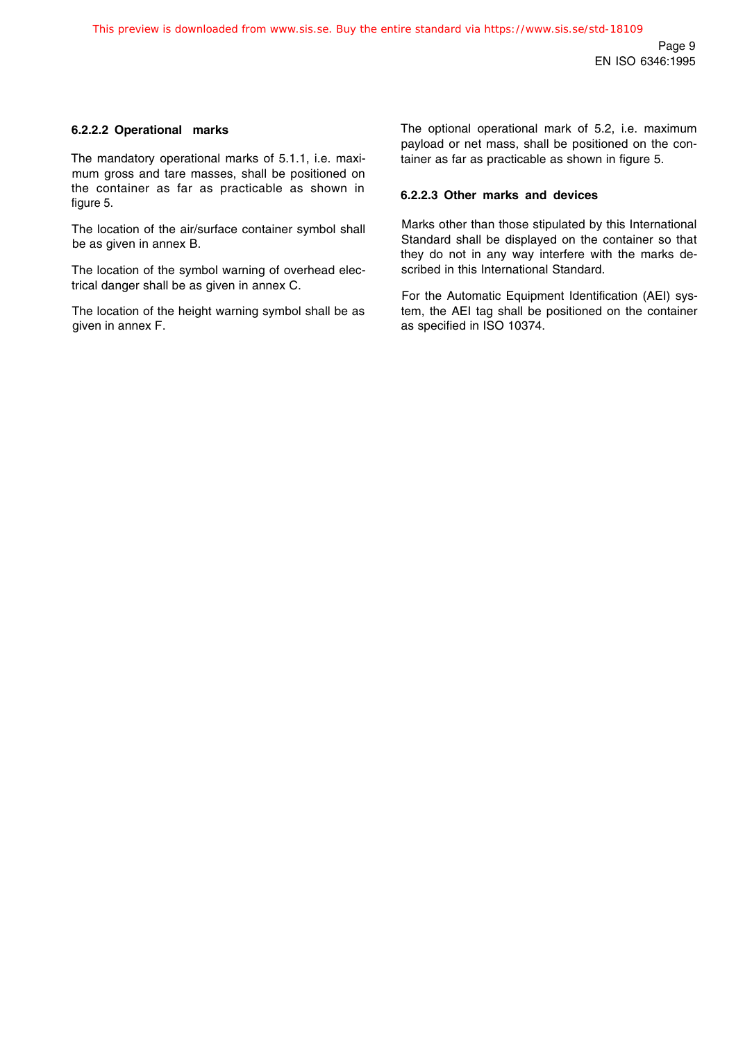#### 6.2.2.2 Operational marks

The mandatory operational marks of 5.1.1, i.e. maximum gross and tare masses, shall be positioned on the container as far as practicable as shown in figure 5.

The location of the air/surface container symbol shall be as given in annex B.

The location of the symbol warning of overhead electrical danger shall be as given in annex C.

The location of the height warning symbol shall be as given in annex F.

The optional operational mark of 5.2, i.e. maximum payload or net mass, shall be positioned on the container as far as practicable as shown in figure 5.

#### 6.2.2.3 Other marks and devices

Marks other than those stipulated by this International Standard shall be displayed on the container so that they do not in any way interfere with the marks described in this International Standard.

For the Automatic Equipment Identification (AEI) system, the AEI tag shall be positioned on the container as specified in ISO 10374.